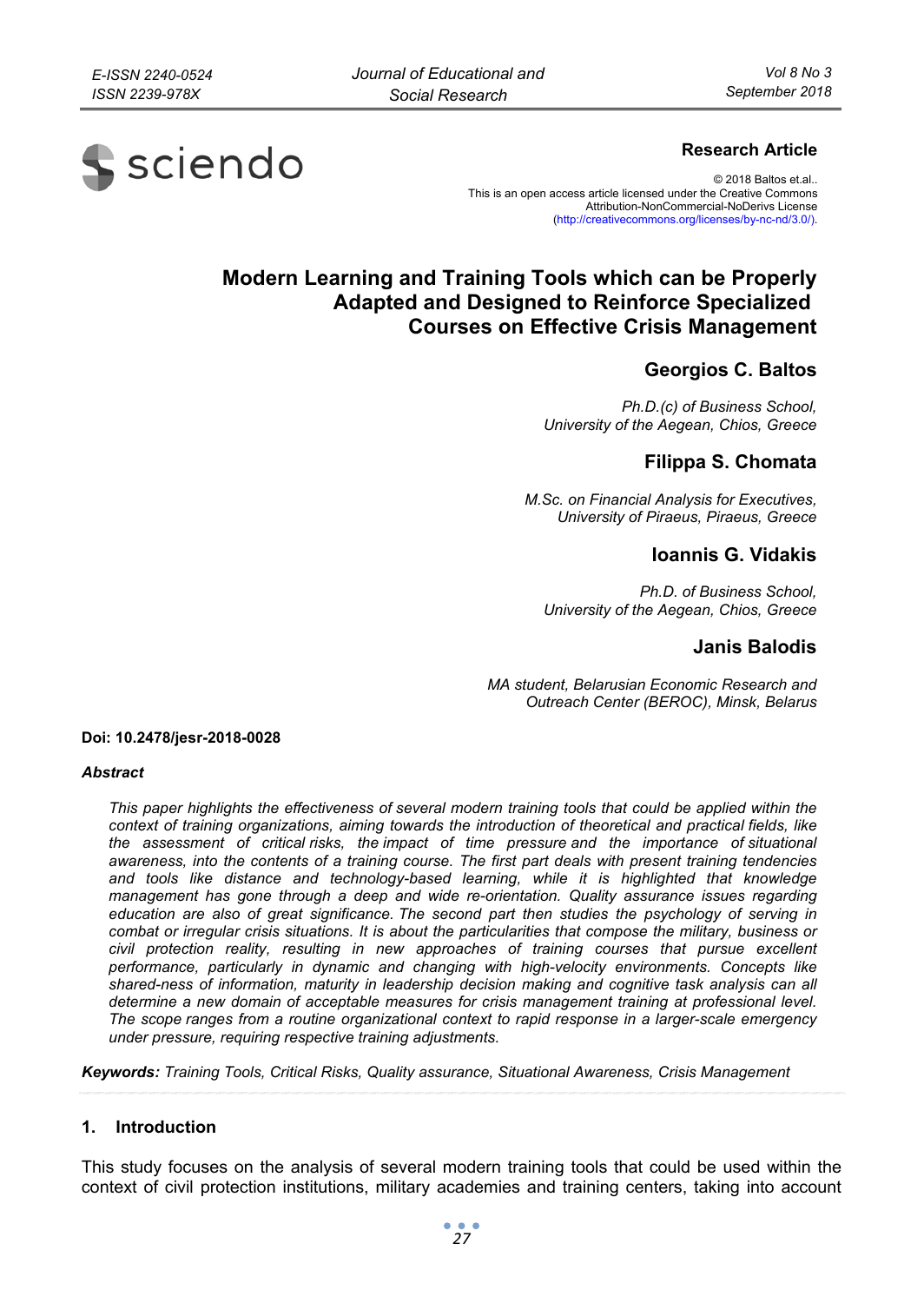**Research Article**

© 2018 Baltos et.al..
This is an open access article licensed under the Creative Commons Attribution-NonCommercial-NoDerivs License (http://creativecommons.org/licenses/by-nc-nd/3.0/).

# Modern Learning and Training Tools which can be Properly Adapted and Designed to Reinforce Specialized Courses on Effective Crisis Management

## Georgios C. Baltos

*Ph.D.(c) of Business School, University of the Aegean, Chios, Greece*

## Filippa S. Chomata

*M.Sc. on Financial Analysis for Executives, University of Piraeus, Piraeus, Greece*

## Ioannis G. Vidakis

*Ph.D. of Business School, University of the Aegean, Chios, Greece*

## Janis Balodis

*MA student, Belarusian Economic Research and Outreach Center (BEROC), Minsk, Belarus*

**Doi: 10.2478/jesr-2018-0028**

***Abstract***

*This paper highlights the effectiveness of several modern training tools that could be applied within the context of training organizations, aiming towards the introduction of theoretical and practical fields, like the assessment of critical risks, the impact of time pressure and the importance of situational awareness, into the contents of a training course. The first part deals with present training tendencies and tools like distance and technology-based learning, while it is highlighted that knowledge management has gone through a deep and wide re-orientation. Quality assurance issues regarding education are also of great significance. The second part then studies the psychology of serving in combat or irregular crisis situations. It is about the particularities that compose the military, business or civil protection reality, resulting in new approaches of training courses that pursue excellent performance, particularly in dynamic and changing with high-velocity environments. Concepts like shared-ness of information, maturity in leadership decision making and cognitive task analysis can all determine a new domain of acceptable measures for crisis management training at professional level. The scope ranges from a routine organizational context to rapid response in a larger-scale emergency under pressure, requiring respective training adjustments.*

***Keywords:*** *Training Tools, Critical Risks, Quality assurance, Situational Awareness, Crisis Management*

## 1. Introduction

This study focuses on the analysis of several modern training tools that could be used within the context of civil protection institutions, military academies and training centers, taking into account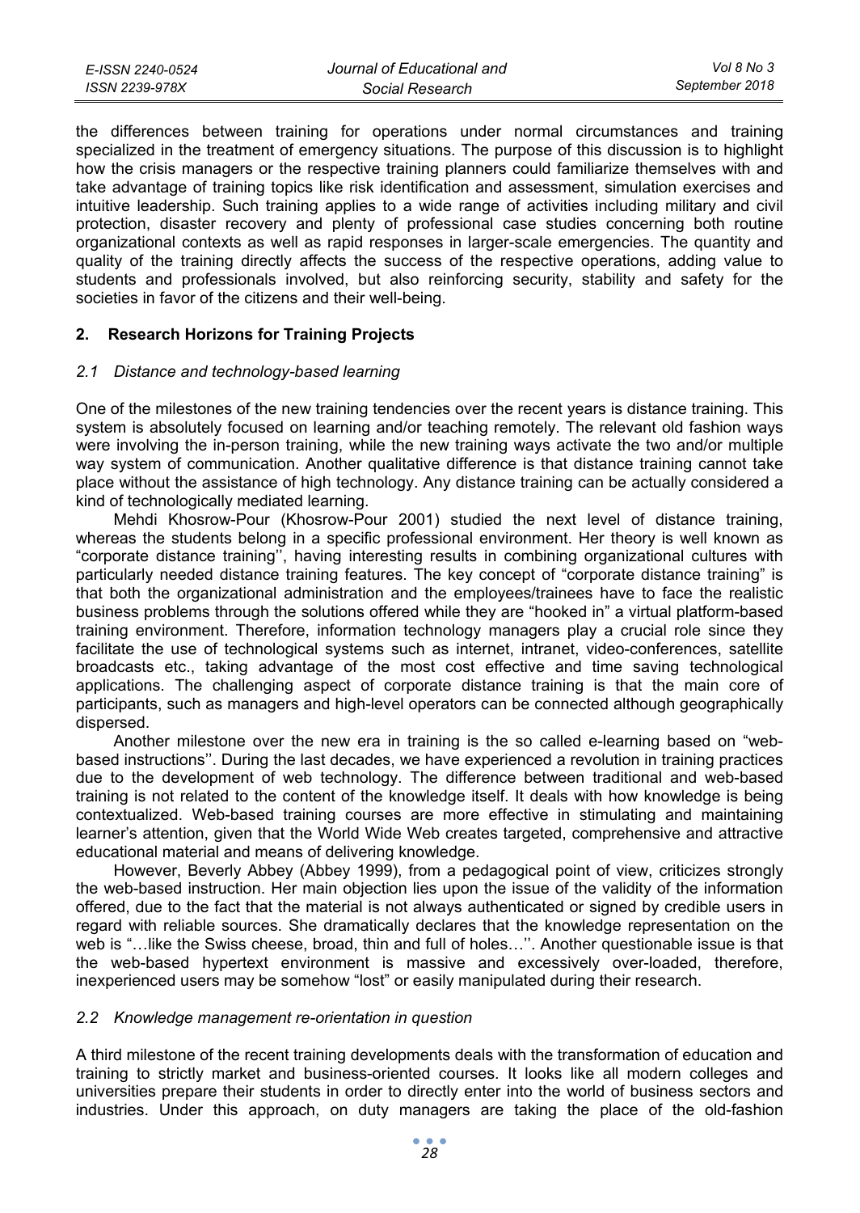the differences between training for operations under normal circumstances and training specialized in the treatment of emergency situations. The purpose of this discussion is to highlight how the crisis managers or the respective training planners could familiarize themselves with and take advantage of training topics like risk identification and assessment, simulation exercises and intuitive leadership. Such training applies to a wide range of activities including military and civil protection, disaster recovery and plenty of professional case studies concerning both routine organizational contexts as well as rapid responses in larger-scale emergencies. The quantity and quality of the training directly affects the success of the respective operations, adding value to students and professionals involved, but also reinforcing security, stability and safety for the societies in favor of the citizens and their well-being.

## 2. Research Horizons for Training Projects

### *2.1 Distance and technology-based learning*

One of the milestones of the new training tendencies over the recent years is distance training. This system is absolutely focused on learning and/or teaching remotely. The relevant old fashion ways were involving the in-person training, while the new training ways activate the two and/or multiple way system of communication. Another qualitative difference is that distance training cannot take place without the assistance of high technology. Any distance training can be actually considered a kind of technologically mediated learning.

Mehdi Khosrow-Pour (Khosrow-Pour 2001) studied the next level of distance training, whereas the students belong in a specific professional environment. Her theory is well known as "corporate distance training'', having interesting results in combining organizational cultures with particularly needed distance training features. The key concept of "corporate distance training" is that both the organizational administration and the employees/trainees have to face the realistic business problems through the solutions offered while they are "hooked in" a virtual platform-based training environment. Therefore, information technology managers play a crucial role since they facilitate the use of technological systems such as internet, intranet, video-conferences, satellite broadcasts etc., taking advantage of the most cost effective and time saving technological applications. The challenging aspect of corporate distance training is that the main core of participants, such as managers and high-level operators can be connected although geographically dispersed.

Another milestone over the new era in training is the so called e-learning based on "web-based instructions''. During the last decades, we have experienced a revolution in training practices due to the development of web technology. The difference between traditional and web-based training is not related to the content of the knowledge itself. It deals with how knowledge is being contextualized. Web-based training courses are more effective in stimulating and maintaining learner's attention, given that the World Wide Web creates targeted, comprehensive and attractive educational material and means of delivering knowledge.

However, Beverly Abbey (Abbey 1999), from a pedagogical point of view, criticizes strongly the web-based instruction. Her main objection lies upon the issue of the validity of the information offered, due to the fact that the material is not always authenticated or signed by credible users in regard with reliable sources. She dramatically declares that the knowledge representation on the web is "…like the Swiss cheese, broad, thin and full of holes…''. Another questionable issue is that the web-based hypertext environment is massive and excessively over-loaded, therefore, inexperienced users may be somehow "lost" or easily manipulated during their research.

### *2.2 Knowledge management re-orientation in question*

A third milestone of the recent training developments deals with the transformation of education and training to strictly market and business-oriented courses. It looks like all modern colleges and universities prepare their students in order to directly enter into the world of business sectors and industries. Under this approach, on duty managers are taking the place of the old-fashion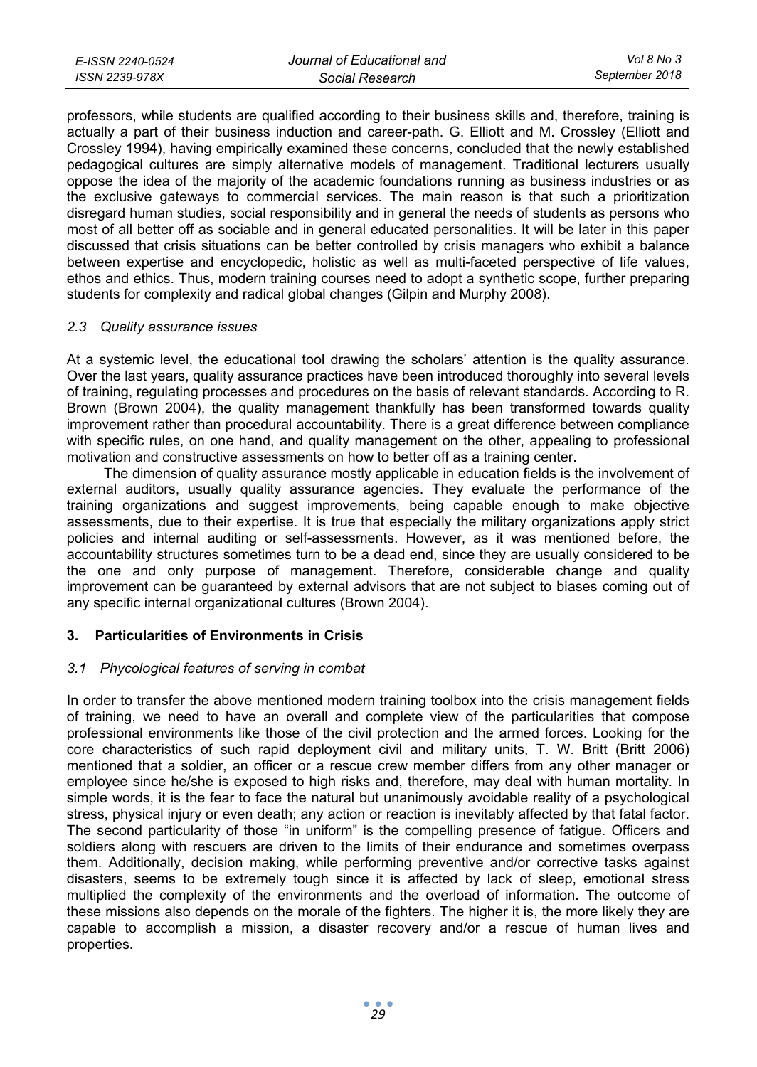professors, while students are qualified according to their business skills and, therefore, training is actually a part of their business induction and career-path. G. Elliott and M. Crossley (Elliott and Crossley 1994), having empirically examined these concerns, concluded that the newly established pedagogical cultures are simply alternative models of management. Traditional lecturers usually oppose the idea of the majority of the academic foundations running as business industries or as the exclusive gateways to commercial services. The main reason is that such a prioritization disregard human studies, social responsibility and in general the needs of students as persons who most of all better off as sociable and in general educated personalities. It will be later in this paper discussed that crisis situations can be better controlled by crisis managers who exhibit a balance between expertise and encyclopedic, holistic as well as multi-faceted perspective of life values, ethos and ethics. Thus, modern training courses need to adopt a synthetic scope, further preparing students for complexity and radical global changes (Gilpin and Murphy 2008).

### *2.3 Quality assurance issues*

At a systemic level, the educational tool drawing the scholars' attention is the quality assurance. Over the last years, quality assurance practices have been introduced thoroughly into several levels of training, regulating processes and procedures on the basis of relevant standards. According to R. Brown (Brown 2004), the quality management thankfully has been transformed towards quality improvement rather than procedural accountability. There is a great difference between compliance with specific rules, on one hand, and quality management on the other, appealing to professional motivation and constructive assessments on how to better off as a training center.

The dimension of quality assurance mostly applicable in education fields is the involvement of external auditors, usually quality assurance agencies. They evaluate the performance of the training organizations and suggest improvements, being capable enough to make objective assessments, due to their expertise. It is true that especially the military organizations apply strict policies and internal auditing or self-assessments. However, as it was mentioned before, the accountability structures sometimes turn to be a dead end, since they are usually considered to be the one and only purpose of management. Therefore, considerable change and quality improvement can be guaranteed by external advisors that are not subject to biases coming out of any specific internal organizational cultures (Brown 2004).

## 3. Particularities of Environments in Crisis

### *3.1 Phycological features of serving in combat*

In order to transfer the above mentioned modern training toolbox into the crisis management fields of training, we need to have an overall and complete view of the particularities that compose professional environments like those of the civil protection and the armed forces. Looking for the core characteristics of such rapid deployment civil and military units, T. W. Britt (Britt 2006) mentioned that a soldier, an officer or a rescue crew member differs from any other manager or employee since he/she is exposed to high risks and, therefore, may deal with human mortality. In simple words, it is the fear to face the natural but unanimously avoidable reality of a psychological stress, physical injury or even death; any action or reaction is inevitably affected by that fatal factor. The second particularity of those "in uniform" is the compelling presence of fatigue. Officers and soldiers along with rescuers are driven to the limits of their endurance and sometimes overpass them. Additionally, decision making, while performing preventive and/or corrective tasks against disasters, seems to be extremely tough since it is affected by lack of sleep, emotional stress multiplied the complexity of the environments and the overload of information. The outcome of these missions also depends on the morale of the fighters. The higher it is, the more likely they are capable to accomplish a mission, a disaster recovery and/or a rescue of human lives and properties.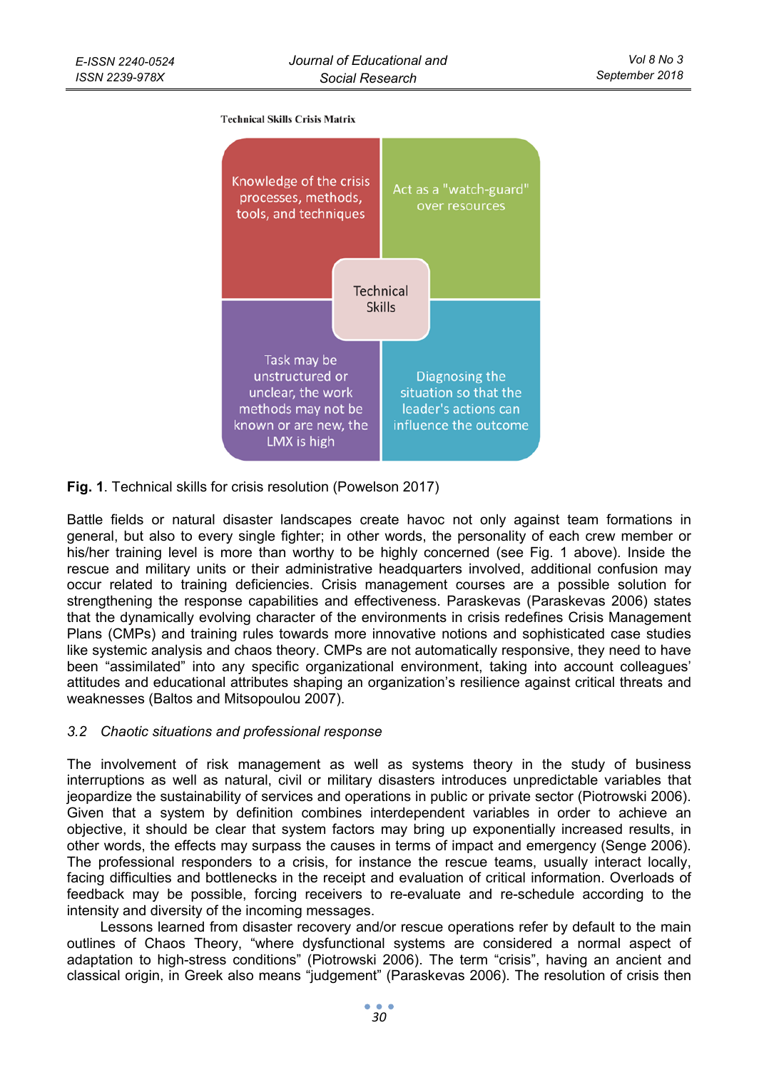Technical Skills Crisis Matrix

Knowledge of the crisis processes, methods, tools, and techniques

Act as a "watch-guard" over resources

Technical Skills

Task may be unstructured or unclear, the work methods may not be known or are new, the LMX is high

Diagnosing the situation so that the leader's actions can influence the outcome

**Fig. 1**. Technical skills for crisis resolution (Powelson 2017)

Battle fields or natural disaster landscapes create havoc not only against team formations in general, but also to every single fighter; in other words, the personality of each crew member or his/her training level is more than worthy to be highly concerned (see Fig. 1 above). Inside the rescue and military units or their administrative headquarters involved, additional confusion may occur related to training deficiencies. Crisis management courses are a possible solution for strengthening the response capabilities and effectiveness. Paraskevas (Paraskevas 2006) states that the dynamically evolving character of the environments in crisis redefines Crisis Management Plans (CMPs) and training rules towards more innovative notions and sophisticated case studies like systemic analysis and chaos theory. CMPs are not automatically responsive, they need to have been "assimilated" into any specific organizational environment, taking into account colleagues' attitudes and educational attributes shaping an organization's resilience against critical threats and weaknesses (Baltos and Mitsopoulou 2007).

### *3.2 Chaotic situations and professional response*

The involvement of risk management as well as systems theory in the study of business interruptions as well as natural, civil or military disasters introduces unpredictable variables that jeopardize the sustainability of services and operations in public or private sector (Piotrowski 2006). Given that a system by definition combines interdependent variables in order to achieve an objective, it should be clear that system factors may bring up exponentially increased results, in other words, the effects may surpass the causes in terms of impact and emergency (Senge 2006). The professional responders to a crisis, for instance the rescue teams, usually interact locally, facing difficulties and bottlenecks in the receipt and evaluation of critical information. Overloads of feedback may be possible, forcing receivers to re-evaluate and re-schedule according to the intensity and diversity of the incoming messages.

Lessons learned from disaster recovery and/or rescue operations refer by default to the main outlines of Chaos Theory, "where dysfunctional systems are considered a normal aspect of adaptation to high-stress conditions" (Piotrowski 2006). The term "crisis", having an ancient and classical origin, in Greek also means "judgement" (Paraskevas 2006). The resolution of crisis then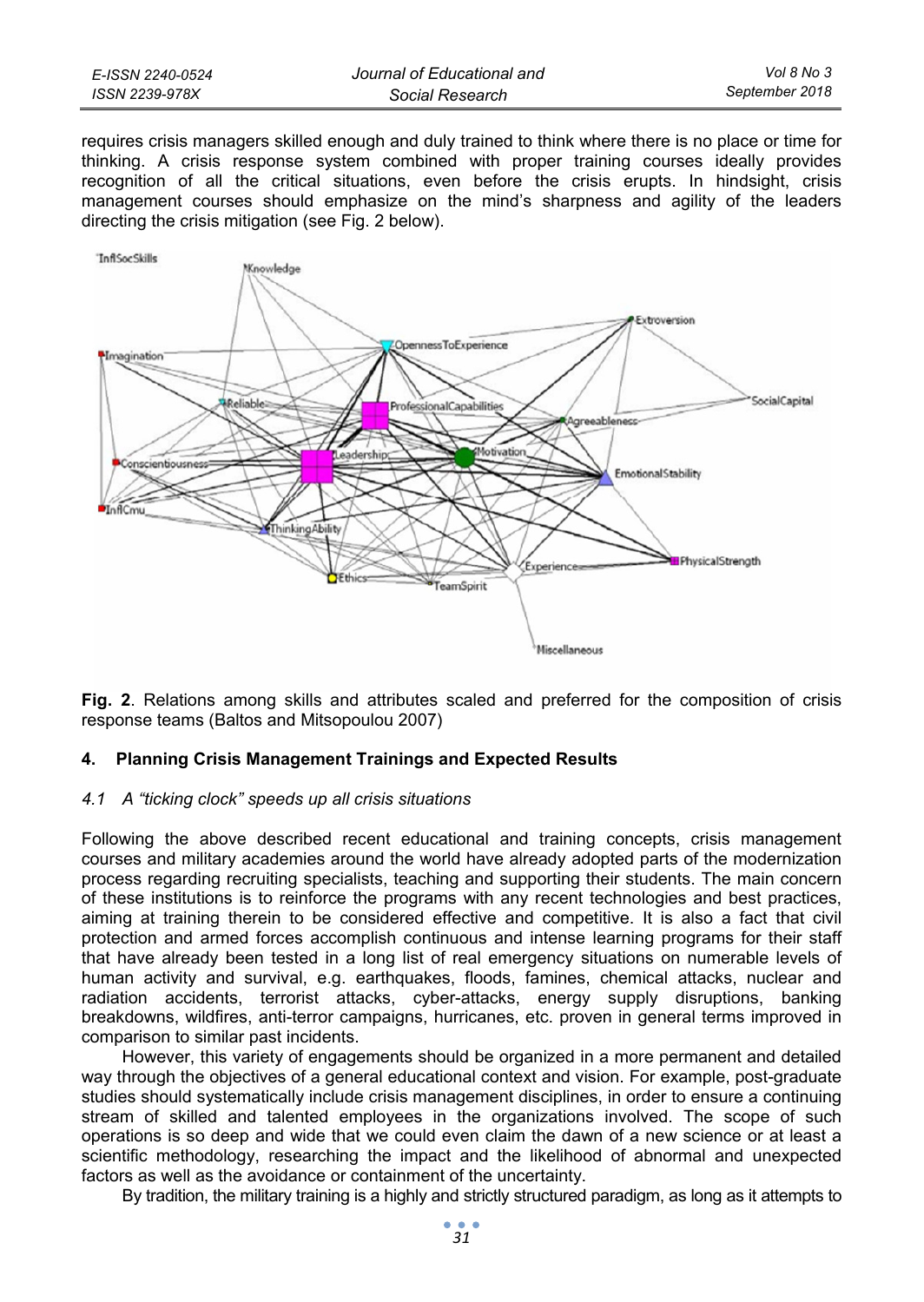requires crisis managers skilled enough and duly trained to think where there is no place or time for thinking. A crisis response system combined with proper training courses ideally provides recognition of all the critical situations, even before the crisis erupts. In hindsight, crisis management courses should emphasize on the mind's sharpness and agility of the leaders directing the crisis mitigation (see Fig. 2 below).

**Fig. 2**. Relations among skills and attributes scaled and preferred for the composition of crisis response teams (Baltos and Mitsopoulou 2007)

### 4. Planning Crisis Management Trainings and Expected Results

#### *4.1 A "ticking clock" speeds up all crisis situations*

Following the above described recent educational and training concepts, crisis management courses and military academies around the world have already adopted parts of the modernization process regarding recruiting specialists, teaching and supporting their students. The main concern of these institutions is to reinforce the programs with any recent technologies and best practices, aiming at training therein to be considered effective and competitive. It is also a fact that civil protection and armed forces accomplish continuous and intense learning programs for their staff that have already been tested in a long list of real emergency situations on numerable levels of human activity and survival, e.g. earthquakes, floods, famines, chemical attacks, nuclear and radiation accidents, terrorist attacks, cyber-attacks, energy supply disruptions, banking breakdowns, wildfires, anti-terror campaigns, hurricanes, etc. proven in general terms improved in comparison to similar past incidents.

However, this variety of engagements should be organized in a more permanent and detailed way through the objectives of a general educational context and vision. For example, post-graduate studies should systematically include crisis management disciplines, in order to ensure a continuing stream of skilled and talented employees in the organizations involved. The scope of such operations is so deep and wide that we could even claim the dawn of a new science or at least a scientific methodology, researching the impact and the likelihood of abnormal and unexpected factors as well as the avoidance or containment of the uncertainty.

By tradition, the military training is a highly and strictly structured paradigm, as long as it attempts to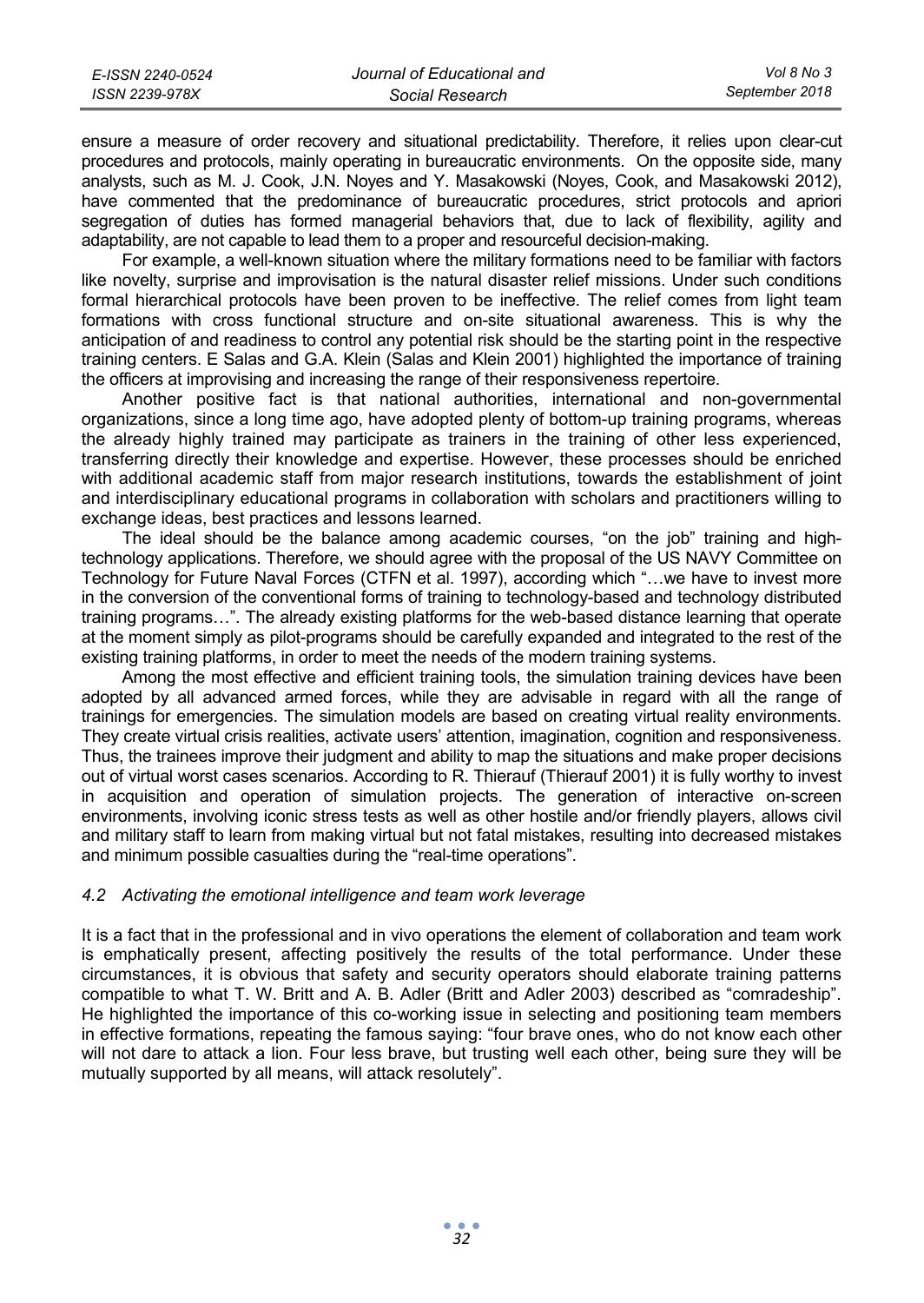ensure a measure of order recovery and situational predictability. Therefore, it relies upon clear-cut procedures and protocols, mainly operating in bureaucratic environments. On the opposite side, many analysts, such as M. J. Cook, J.N. Noyes and Y. Masakowski (Noyes, Cook, and Masakowski 2012), have commented that the predominance of bureaucratic procedures, strict protocols and apriori segregation of duties has formed managerial behaviors that, due to lack of flexibility, agility and adaptability, are not capable to lead them to a proper and resourceful decision-making.

For example, a well-known situation where the military formations need to be familiar with factors like novelty, surprise and improvisation is the natural disaster relief missions. Under such conditions formal hierarchical protocols have been proven to be ineffective. The relief comes from light team formations with cross functional structure and on-site situational awareness. This is why the anticipation of and readiness to control any potential risk should be the starting point in the respective training centers. E Salas and G.A. Klein (Salas and Klein 2001) highlighted the importance of training the officers at improvising and increasing the range of their responsiveness repertoire.

Another positive fact is that national authorities, international and non-governmental organizations, since a long time ago, have adopted plenty of bottom-up training programs, whereas the already highly trained may participate as trainers in the training of other less experienced, transferring directly their knowledge and expertise. However, these processes should be enriched with additional academic staff from major research institutions, towards the establishment of joint and interdisciplinary educational programs in collaboration with scholars and practitioners willing to exchange ideas, best practices and lessons learned.

The ideal should be the balance among academic courses, "on the job" training and high-technology applications. Therefore, we should agree with the proposal of the US NAVY Committee on Technology for Future Naval Forces (CTFN et al. 1997), according which "…we have to invest more in the conversion of the conventional forms of training to technology-based and technology distributed training programs…". The already existing platforms for the web-based distance learning that operate at the moment simply as pilot-programs should be carefully expanded and integrated to the rest of the existing training platforms, in order to meet the needs of the modern training systems.

Among the most effective and efficient training tools, the simulation training devices have been adopted by all advanced armed forces, while they are advisable in regard with all the range of trainings for emergencies. The simulation models are based on creating virtual reality environments. They create virtual crisis realities, activate users' attention, imagination, cognition and responsiveness. Thus, the trainees improve their judgment and ability to map the situations and make proper decisions out of virtual worst cases scenarios. According to R. Thierauf (Thierauf 2001) it is fully worthy to invest in acquisition and operation of simulation projects. The generation of interactive on-screen environments, involving iconic stress tests as well as other hostile and/or friendly players, allows civil and military staff to learn from making virtual but not fatal mistakes, resulting into decreased mistakes and minimum possible casualties during the "real-time operations".

### *4.2 Activating the emotional intelligence and team work leverage*

It is a fact that in the professional and in vivo operations the element of collaboration and team work is emphatically present, affecting positively the results of the total performance. Under these circumstances, it is obvious that safety and security operators should elaborate training patterns compatible to what T. W. Britt and A. B. Adler (Britt and Adler 2003) described as "comradeship". He highlighted the importance of this co-working issue in selecting and positioning team members in effective formations, repeating the famous saying: "four brave ones, who do not know each other will not dare to attack a lion. Four less brave, but trusting well each other, being sure they will be mutually supported by all means, will attack resolutely".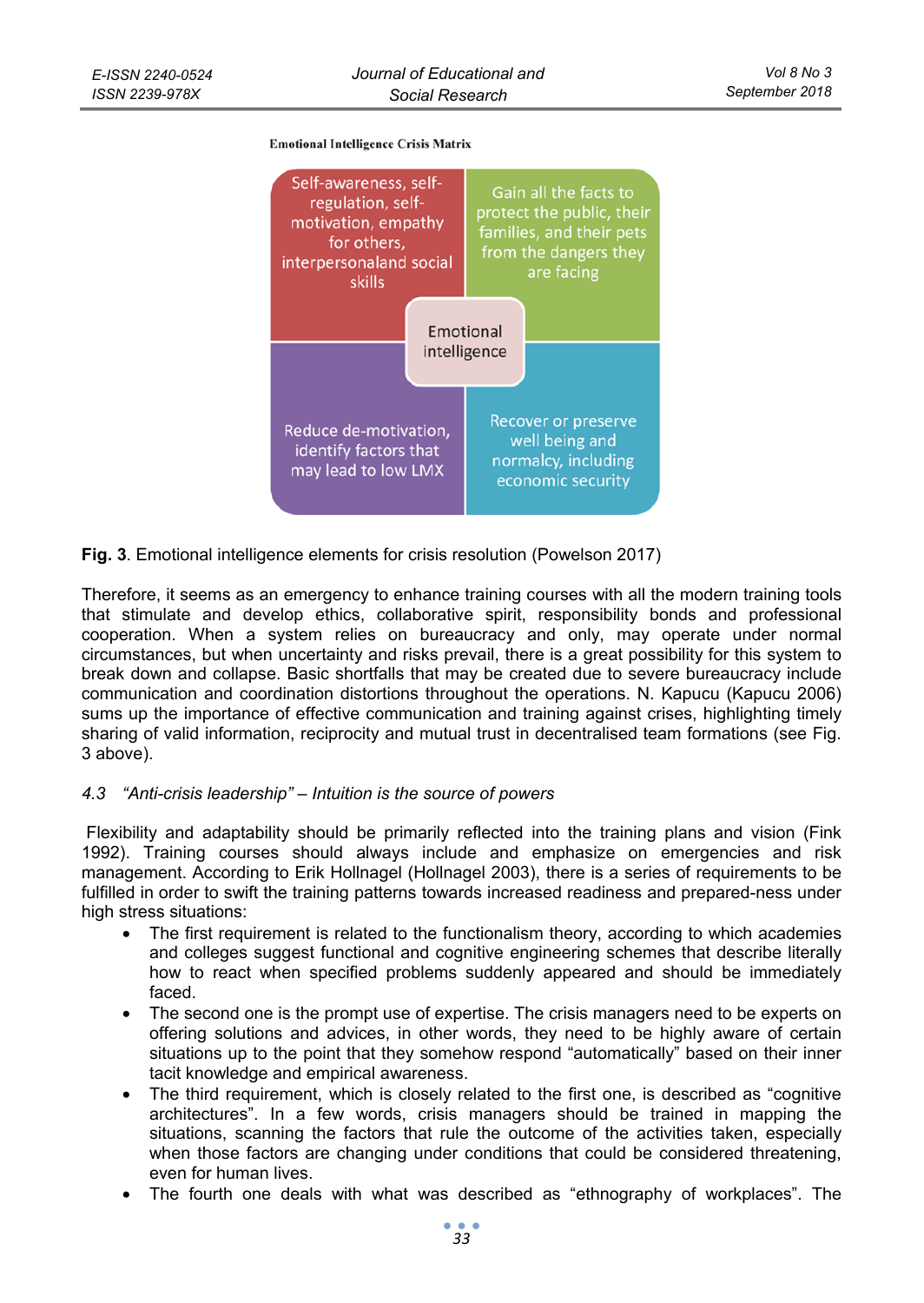**Emotional Intelligence Crisis Matrix**

| | |
|---|---|
| Self-awareness, self-regulation, self-motivation, empathy for others, interpersonaland social skills | Gain all the facts to protect the public, their families, and their pets from the dangers they are facing |
| Reduce de-motivation, identify factors that may lead to low LMX | Recover or preserve well being and normalcy, including economic security |

Emotional intelligence

**Fig. 3**. Emotional intelligence elements for crisis resolution (Powelson 2017)

Therefore, it seems as an emergency to enhance training courses with all the modern training tools that stimulate and develop ethics, collaborative spirit, responsibility bonds and professional cooperation. When a system relies on bureaucracy and only, may operate under normal circumstances, but when uncertainty and risks prevail, there is a great possibility for this system to break down and collapse. Basic shortfalls that may be created due to severe bureaucracy include communication and coordination distortions throughout the operations. N. Kapucu (Kapucu 2006) sums up the importance of effective communication and training against crises, highlighting timely sharing of valid information, reciprocity and mutual trust in decentralised team formations (see Fig. 3 above).

### *4.3 "Anti-crisis leadership" – Intuition is the source of powers*

Flexibility and adaptability should be primarily reflected into the training plans and vision (Fink 1992). Training courses should always include and emphasize on emergencies and risk management. According to Erik Hollnagel (Hollnagel 2003), there is a series of requirements to be fulfilled in order to swift the training patterns towards increased readiness and prepared-ness under high stress situations:

- The first requirement is related to the functionalism theory, according to which academies and colleges suggest functional and cognitive engineering schemes that describe literally how to react when specified problems suddenly appeared and should be immediately faced.
- The second one is the prompt use of expertise. The crisis managers need to be experts on offering solutions and advices, in other words, they need to be highly aware of certain situations up to the point that they somehow respond "automatically" based on their inner tacit knowledge and empirical awareness.
- The third requirement, which is closely related to the first one, is described as "cognitive architectures". In a few words, crisis managers should be trained in mapping the situations, scanning the factors that rule the outcome of the activities taken, especially when those factors are changing under conditions that could be considered threatening, even for human lives.
- The fourth one deals with what was described as "ethnography of workplaces". The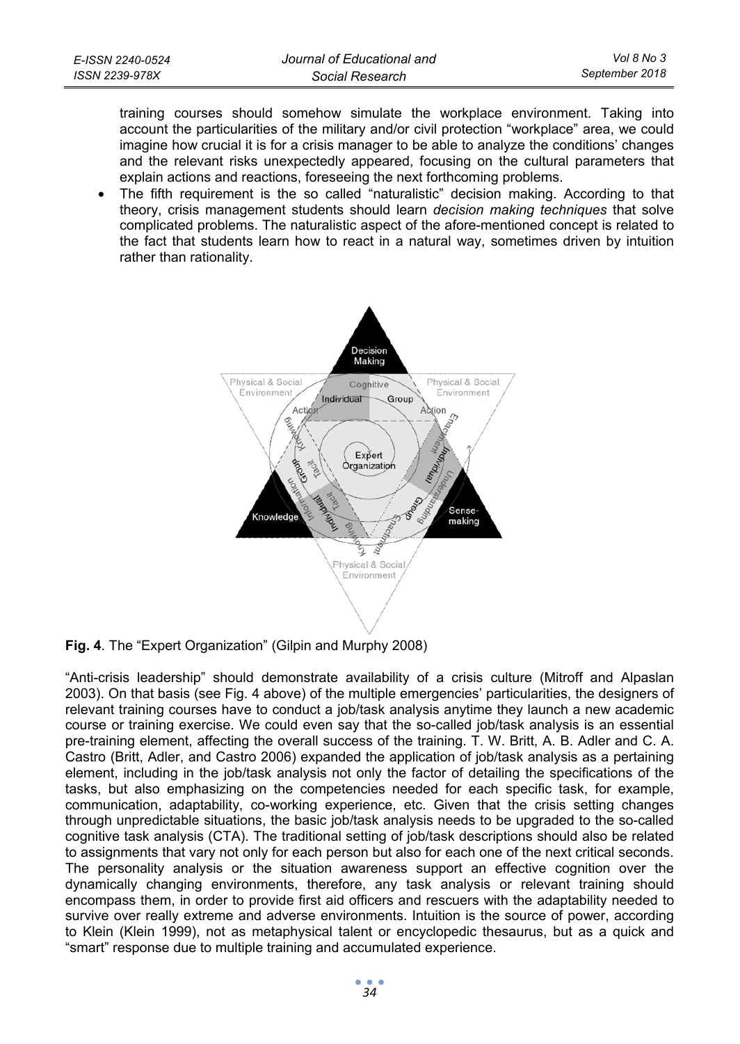training courses should somehow simulate the workplace environment. Taking into account the particularities of the military and/or civil protection "workplace" area, we could imagine how crucial it is for a crisis manager to be able to analyze the conditions' changes and the relevant risks unexpectedly appeared, focusing on the cultural parameters that explain actions and reactions, foreseeing the next forthcoming problems.

- The fifth requirement is the so called "naturalistic" decision making. According to that theory, crisis management students should learn *decision making techniques* that solve complicated problems. The naturalistic aspect of the afore-mentioned concept is related to the fact that students learn how to react in a natural way, sometimes driven by intuition rather than rationality.

**Fig. 4**. The "Expert Organization" (Gilpin and Murphy 2008)

"Anti-crisis leadership" should demonstrate availability of a crisis culture (Mitroff and Alpaslan 2003). On that basis (see Fig. 4 above) of the multiple emergencies' particularities, the designers of relevant training courses have to conduct a job/task analysis anytime they launch a new academic course or training exercise. We could even say that the so-called job/task analysis is an essential pre-training element, affecting the overall success of the training. T. W. Britt, A. B. Adler and C. A. Castro (Britt, Adler, and Castro 2006) expanded the application of job/task analysis as a pertaining element, including in the job/task analysis not only the factor of detailing the specifications of the tasks, but also emphasizing on the competencies needed for each specific task, for example, communication, adaptability, co-working experience, etc. Given that the crisis setting changes through unpredictable situations, the basic job/task analysis needs to be upgraded to the so-called cognitive task analysis (CTA). The traditional setting of job/task descriptions should also be related to assignments that vary not only for each person but also for each one of the next critical seconds. The personality analysis or the situation awareness support an effective cognition over the dynamically changing environments, therefore, any task analysis or relevant training should encompass them, in order to provide first aid officers and rescuers with the adaptability needed to survive over really extreme and adverse environments. Intuition is the source of power, according to Klein (Klein 1999), not as metaphysical talent or encyclopedic thesaurus, but as a quick and "smart" response due to multiple training and accumulated experience.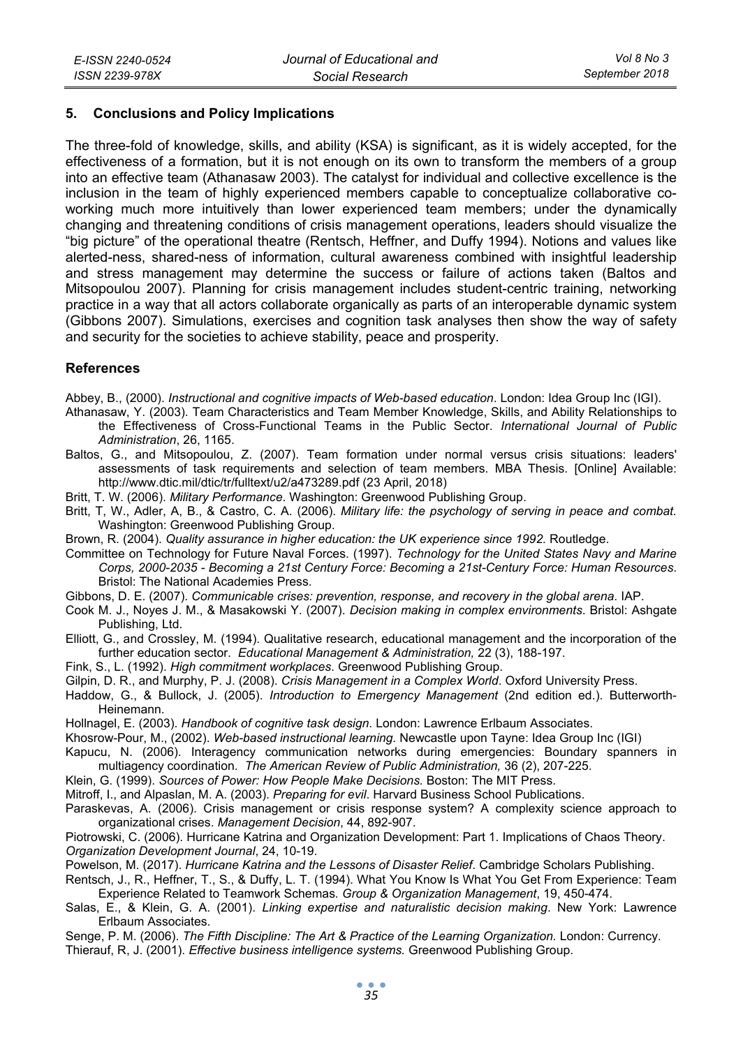## 5. Conclusions and Policy Implications

The three-fold of knowledge, skills, and ability (KSA) is significant, as it is widely accepted, for the effectiveness of a formation, but it is not enough on its own to transform the members of a group into an effective team (Athanasaw 2003). The catalyst for individual and collective excellence is the inclusion in the team of highly experienced members capable to conceptualize collaborative co-working much more intuitively than lower experienced team members; under the dynamically changing and threatening conditions of crisis management operations, leaders should visualize the "big picture" of the operational theatre (Rentsch, Heffner, and Duffy 1994). Notions and values like alerted-ness, shared-ness of information, cultural awareness combined with insightful leadership and stress management may determine the success or failure of actions taken (Baltos and Mitsopoulou 2007). Planning for crisis management includes student-centric training, networking practice in a way that all actors collaborate organically as parts of an interoperable dynamic system (Gibbons 2007). Simulations, exercises and cognition task analyses then show the way of safety and security for the societies to achieve stability, peace and prosperity.

### References

Abbey, B., (2000). *Instructional and cognitive impacts of Web-based education*. London: Idea Group Inc (IGI).

Athanasaw, Y. (2003). Team Characteristics and Team Member Knowledge, Skills, and Ability Relationships to the Effectiveness of Cross-Functional Teams in the Public Sector. *International Journal of Public Administration*, 26, 1165.

Baltos, G., and Mitsopoulou, Z. (2007). Team formation under normal versus crisis situations: leaders' assessments of task requirements and selection of team members. MBA Thesis. [Online] Available: http://www.dtic.mil/dtic/tr/fulltext/u2/a473289.pdf (23 April, 2018)

Britt, T. W. (2006). *Military Performance*. Washington: Greenwood Publishing Group.

Britt, T, W., Adler, A, B., & Castro, C. A. (2006). *Military life: the psychology of serving in peace and combat.* Washington: Greenwood Publishing Group.

Brown, R. (2004). *Quality assurance in higher education: the UK experience since 1992.* Routledge.

Committee on Technology for Future Naval Forces. (1997). *Technology for the United States Navy and Marine Corps, 2000-2035 - Becoming a 21st Century Force: Becoming a 21st-Century Force: Human Resources*. Bristol: The National Academies Press.

Gibbons, D. E. (2007). *Communicable crises: prevention, response, and recovery in the global arena*. IAP.

Cook M. J., Noyes J. M., & Masakowski Y. (2007). *Decision making in complex environments*. Bristol: Ashgate Publishing, Ltd.

Elliott, G., and Crossley, M. (1994). Qualitative research, educational management and the incorporation of the further education sector. *Educational Management & Administration,* 22 (3), 188-197.

Fink, S., L. (1992). *High commitment workplaces*. Greenwood Publishing Group.

Gilpin, D. R., and Murphy, P. J. (2008). *Crisis Management in a Complex World*. Oxford University Press.

Haddow, G., & Bullock, J. (2005). *Introduction to Emergency Management* (2nd edition ed.). Butterworth-Heinemann.

Hollnagel, E. (2003). *Handbook of cognitive task design*. London: Lawrence Erlbaum Associates.

Khosrow-Pour, M., (2002). *Web-based instructional learning.* Newcastle upon Tayne: Idea Group Inc (IGI)

Kapucu, N. (2006). Interagency communication networks during emergencies: Boundary spanners in multiagency coordination. *The American Review of Public Administration,* 36 (2), 207-225.

Klein, G. (1999). *Sources of Power: How People Make Decisions.* Boston: The MIT Press.

Mitroff, I., and Alpaslan, M. A. (2003). *Preparing for evil*. Harvard Business School Publications.

Paraskevas, A. (2006). Crisis management or crisis response system? A complexity science approach to organizational crises. *Management Decision*, 44, 892-907.

Piotrowski, C. (2006). Hurricane Katrina and Organization Development: Part 1. Implications of Chaos Theory. *Organization Development Journal*, 24, 10-19.

Powelson, M. (2017). *Hurricane Katrina and the Lessons of Disaster Relief*. Cambridge Scholars Publishing.

Rentsch, J., R., Heffner, T., S., & Duffy, L. T. (1994). What You Know Is What You Get From Experience: Team Experience Related to Teamwork Schemas*. Group & Organization Management*, 19, 450-474.

Salas, E., & Klein, G. A. (2001). *Linking expertise and naturalistic decision making*. New York: Lawrence Erlbaum Associates.

Senge, P. M. (2006). *The Fifth Discipline: The Art & Practice of the Learning Organization.* London: Currency.

Thierauf, R, J. (2001). *Effective business intelligence systems.* Greenwood Publishing Group.